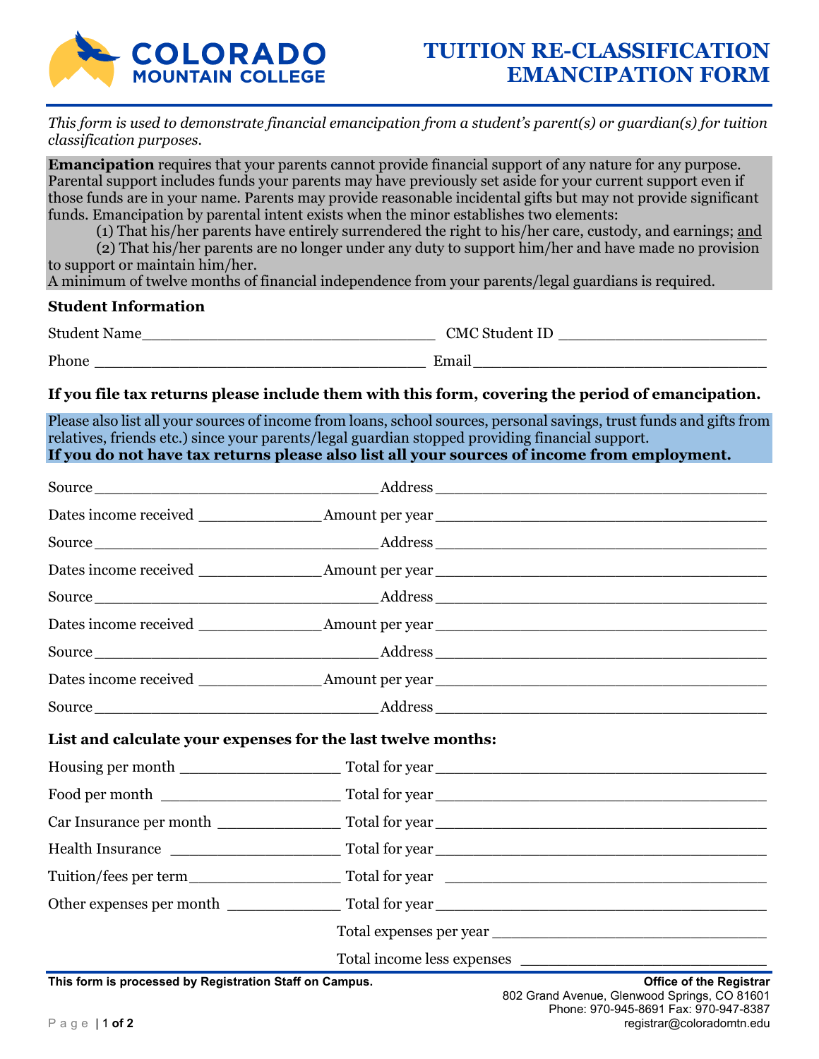# COLORADO MOUNTAIN COLLEGE

# TUITION RE-CLASSIFICATION EMANCIPATION FORM

*This form is used to demonstrate financial emancipation from a student's parent(s) or guardian(s) for tuition classification purposes.*

**Emancipation** requires that your parents cannot provide financial support of any nature for any purpose. Parental support includes funds your parents may have previously set aside for your current support even if those funds are in your name. Parents may provide reasonable incidental gifts but may not provide significant funds. Emancipation by parental intent exists when the minor establishes two elements:

(1) That his/her parents have entirely surrendered the right to his/her care, custody, and earnings; and

(2) That his/her parents are no longer under any duty to support him/her and have made no provision to support or maintain him/her.

A minimum of twelve months of financial independence from your parents/legal guardians is required.

## Student Information

Student Name_________________________________ CMC Student ID _______________________

Phone _____________________________________ Email __________________________________

**If you file tax returns please include them with this form, covering the period of emancipation.**

Please also list all your sources of income from loans, school sources, personal savings, trust funds and gifts from relatives, friends etc.) since your parents/legal guardian stopped providing financial support.
**If you do not have tax returns please also list all your sources of income from employment.**

Source _________________________________ Address _____________________________________

Dates income received ______________ Amount per year _____________________________________

Source _________________________________ Address _____________________________________

Dates income received ______________ Amount per year _____________________________________

Source _________________________________ Address _____________________________________

Dates income received ______________ Amount per year _____________________________________

Source _________________________________ Address _____________________________________

Dates income received ______________ Amount per year _____________________________________

Source _________________________________ Address _____________________________________

**List and calculate your expenses for the last twelve months:**

Housing per month __________________ Total for year _____________________________________

Food per month ____________________ Total for year _____________________________________

Car Insurance per month ______________ Total for year _____________________________________

Health Insurance ___________________ Total for year _____________________________________

Tuition/fees per term_________________ Total for year _____________________________________

Other expenses per month _____________ Total for year _____________________________________

Total expenses per year ________________________________

Total income less expenses ____________________________

**This form is processed by Registration Staff on Campus.**

**Office of the Registrar**
802 Grand Avenue, Glenwood Springs, CO 81601
Phone: 970-945-8691 Fax: 970-947-8387
registrar@coloradomtn.edu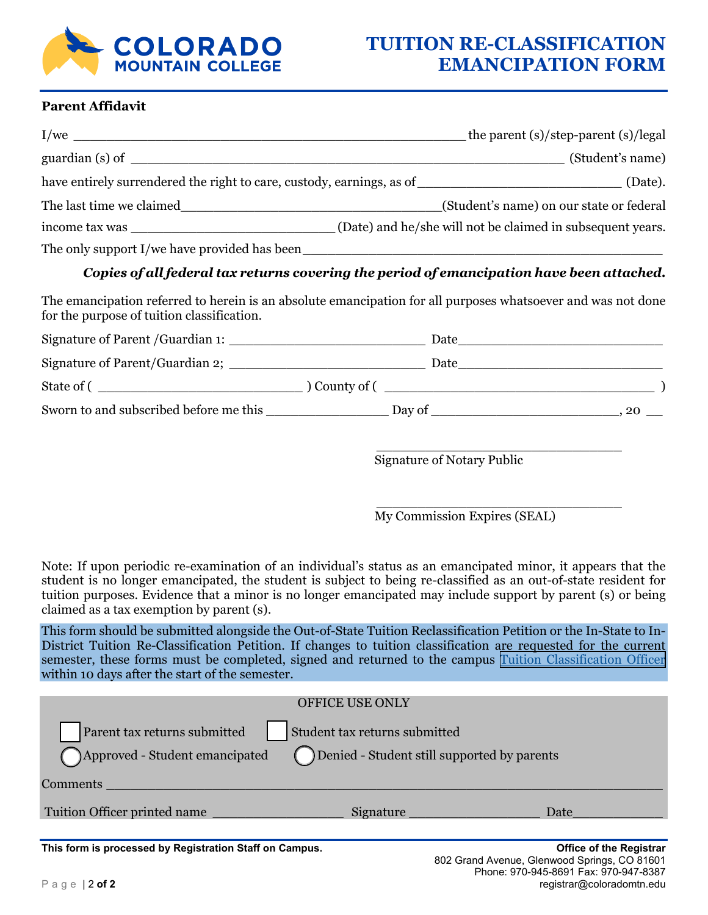# TUITION RE-CLASSIFICATION EMANCIPATION FORM

**Parent Affidavit**

I/we ______________________________________________ the parent (s)/step-parent (s)/legal guardian (s) of ___________________________________________________ (Student's name) have entirely surrendered the right to care, custody, earnings, as of__________________________ (Date). The last time we claimed__________________________________(Student's name) on our state or federal income tax was __________________________ (Date) and he/she will not be claimed in subsequent years. The only support I/we have provided has been ________________________________________________

***Copies of all federal tax returns covering the period of emancipation have been attached.***

The emancipation referred to herein is an absolute emancipation for all purposes whatsoever and was not done for the purpose of tuition classification.

Signature of Parent /Guardian 1: __________________________ Date__________________________

Signature of Parent/Guardian 2; __________________________ Date__________________________

State of ( __________________________ ) County of ( ____________________________________ )

Sworn to and subscribed before me this _______________ Day of ________________________, 20 __

______________________________
Signature of Notary Public

______________________________
My Commission Expires (SEAL)

Note: If upon periodic re-examination of an individual's status as an emancipated minor, it appears that the student is no longer emancipated, the student is subject to being re-classified as an out-of-state resident for tuition purposes. Evidence that a minor is no longer emancipated may include support by parent (s) or being claimed as a tax exemption by parent (s).

This form should be submitted alongside the Out-of-State Tuition Reclassification Petition or the In-State to In-District Tuition Re-Classification Petition. If changes to tuition classification are requested for the current semester, these forms must be completed, signed and returned to the campus Tuition Classification Officer within 10 days after the start of the semester.

OFFICE USE ONLY

☐ Parent tax returns submitted ☐ Student tax returns submitted

○ Approved - Student emancipated ○ Denied - Student still supported by parents

Comments ______________________________________________________________________

Tuition Officer printed name _________________ Signature _________________ Date____________

**This form is processed by Registration Staff on Campus.**

**Office of the Registrar**
802 Grand Avenue, Glenwood Springs, CO 81601
Phone: 970-945-8691 Fax: 970-947-8387
registrar@coloradomtn.edu